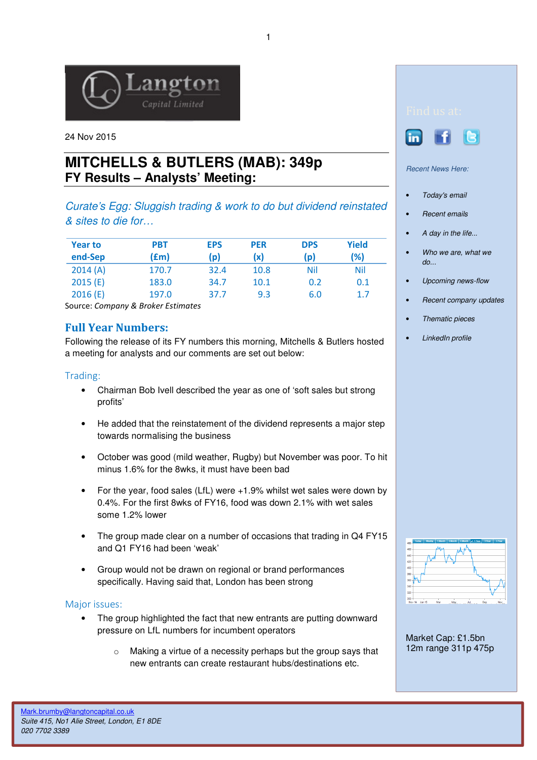Langton Capital Limited

24 Nov 2015

# MITCHELLS & BUTLERS (MAB): 349p

## FY Results – Analysts' Meeting:

*Curate's Egg: Sluggish trading & work to do but dividend reinstated & sites to die for…*

| Year to end-Sep | PBT (£m) | EPS (p) | PER (x) | DPS (p) | Yield (%) |
|---|---|---|---|---|---|
| 2014 (A) | 170.7 | 32.4 | 10.8 | Nil | Nil |
| 2015 (E) | 183.0 | 34.7 | 10.1 | 0.2 | 0.1 |
| 2016 (E) | 197.0 | 37.7 | 9.3 | 6.0 | 1.7 |

Source: *Company & Broker Estimates*

## Full Year Numbers:

Following the release of its FY numbers this morning, Mitchells & Butlers hosted a meeting for analysts and our comments are set out below:

### Trading:

- Chairman Bob Ivell described the year as one of 'soft sales but strong profits'
- He added that the reinstatement of the dividend represents a major step towards normalising the business
- October was good (mild weather, Rugby) but November was poor. To hit minus 1.6% for the 8wks, it must have been bad
- For the year, food sales (LfL) were +1.9% whilst wet sales were down by 0.4%. For the first 8wks of FY16, food was down 2.1% with wet sales some 1.2% lower
- The group made clear on a number of occasions that trading in Q4 FY15 and Q1 FY16 had been 'weak'
- Group would not be drawn on regional or brand performances specifically. Having said that, London has been strong

### Major issues:

- The group highlighted the fact that new entrants are putting downward pressure on LfL numbers for incumbent operators
    - Making a virtue of a necessity perhaps but the group says that new entrants can create restaurant hubs/destinations etc.

Find us at:

*Recent News Here:*

- *Today's email*
- *Recent emails*
- *A day in the life...*
- *Who we are, what we do...*
- *Upcoming news-flow*
- *Recent company updates*
- *Thematic pieces*
- *LinkedIn profile*

Market Cap: £1.5bn
12m range 311p 475p

Mark.brumby@langtoncapital.co.uk
*Suite 415, No1 Alie Street, London, E1 8DE*
*020 7702 3389*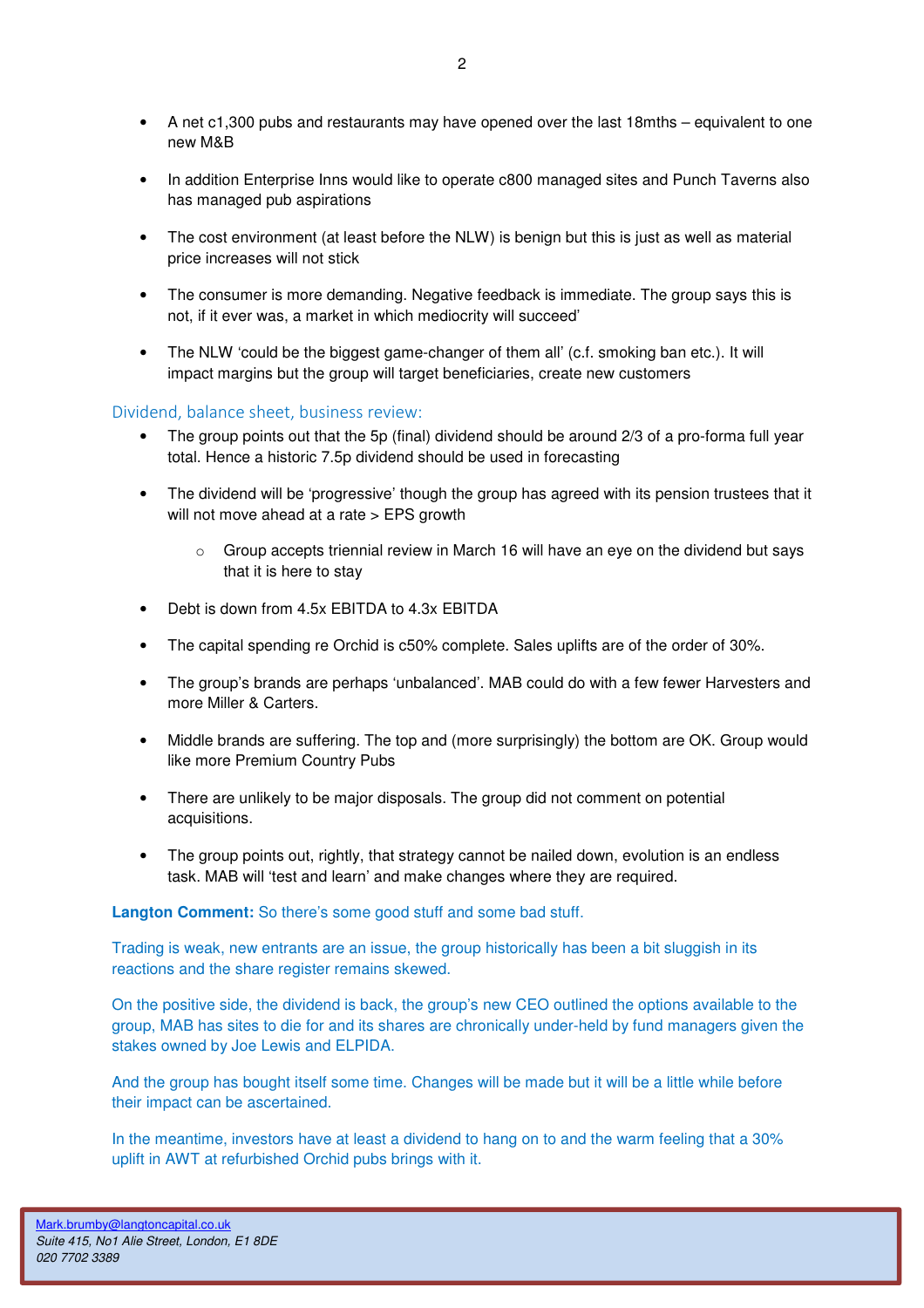- A net c1,300 pubs and restaurants may have opened over the last 18mths – equivalent to one new M&B
- In addition Enterprise Inns would like to operate c800 managed sites and Punch Taverns also has managed pub aspirations
- The cost environment (at least before the NLW) is benign but this is just as well as material price increases will not stick
- The consumer is more demanding. Negative feedback is immediate. The group says this is not, if it ever was, a market in which mediocrity will succeed'
- The NLW 'could be the biggest game-changer of them all' (c.f. smoking ban etc.). It will impact margins but the group will target beneficiaries, create new customers

## Dividend, balance sheet, business review:

- The group points out that the 5p (final) dividend should be around 2/3 of a pro-forma full year total. Hence a historic 7.5p dividend should be used in forecasting
- The dividend will be 'progressive' though the group has agreed with its pension trustees that it will not move ahead at a rate > EPS growth
    - Group accepts triennial review in March 16 will have an eye on the dividend but says that it is here to stay
- Debt is down from 4.5x EBITDA to 4.3x EBITDA
- The capital spending re Orchid is c50% complete. Sales uplifts are of the order of 30%.
- The group's brands are perhaps 'unbalanced'. MAB could do with a few fewer Harvesters and more Miller & Carters.
- Middle brands are suffering. The top and (more surprisingly) the bottom are OK. Group would like more Premium Country Pubs
- There are unlikely to be major disposals. The group did not comment on potential acquisitions.
- The group points out, rightly, that strategy cannot be nailed down, evolution is an endless task. MAB will 'test and learn' and make changes where they are required.

**Langton Comment:** So there's some good stuff and some bad stuff.

Trading is weak, new entrants are an issue, the group historically has been a bit sluggish in its reactions and the share register remains skewed.

On the positive side, the dividend is back, the group's new CEO outlined the options available to the group, MAB has sites to die for and its shares are chronically under-held by fund managers given the stakes owned by Joe Lewis and ELPIDA.

And the group has bought itself some time. Changes will be made but it will be a little while before their impact can be ascertained.

In the meantime, investors have at least a dividend to hang on to and the warm feeling that a 30% uplift in AWT at refurbished Orchid pubs brings with it.

Mark.brumby@langtoncapital.co.uk
*Suite 415, No1 Alie Street, London, E1 8DE*
*020 7702 3389*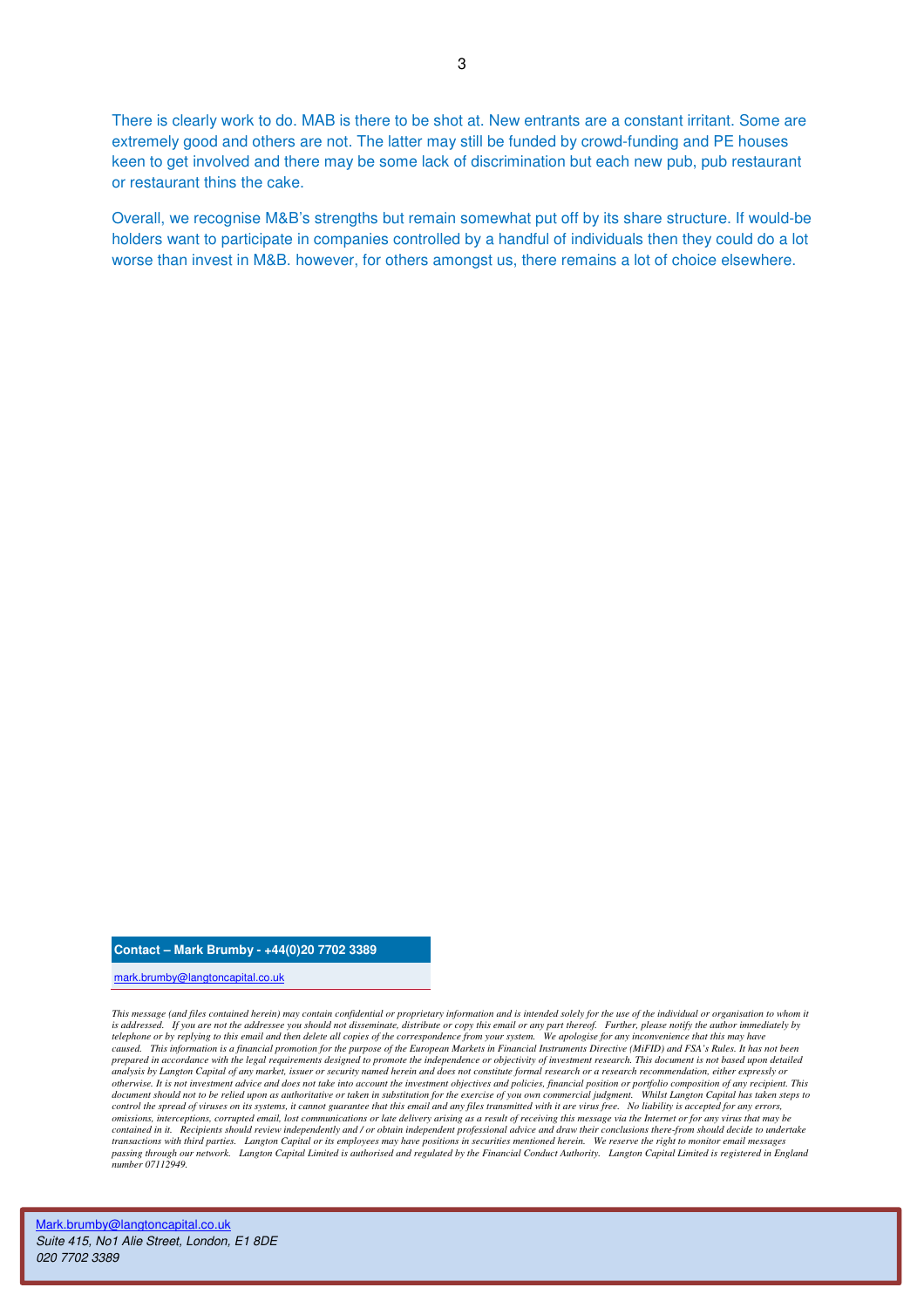There is clearly work to do. MAB is there to be shot at. New entrants are a constant irritant. Some are extremely good and others are not. The latter may still be funded by crowd-funding and PE houses keen to get involved and there may be some lack of discrimination but each new pub, pub restaurant or restaurant thins the cake.

Overall, we recognise M&B's strengths but remain somewhat put off by its share structure. If would-be holders want to participate in companies controlled by a handful of individuals then they could do a lot worse than invest in M&B. however, for others amongst us, there remains a lot of choice elsewhere.

**Contact – Mark Brumby - +44(0)20 7702 3389**

mark.brumby@langtoncapital.co.uk

*This message (and files contained herein) may contain confidential or proprietary information and is intended solely for the use of the individual or organisation to whom it is addressed. If you are not the addressee you should not disseminate, distribute or copy this email or any part thereof. Further, please notify the author immediately by telephone or by replying to this email and then delete all copies of the correspondence from your system. We apologise for any inconvenience that this may have caused. This information is a financial promotion for the purpose of the European Markets in Financial Instruments Directive (MiFID) and FSA's Rules. It has not been prepared in accordance with the legal requirements designed to promote the independence or objectivity of investment research. This document is not based upon detailed analysis by Langton Capital of any market, issuer or security named herein and does not constitute formal research or a research recommendation, either expressly or otherwise. It is not investment advice and does not take into account the investment objectives and policies, financial position or portfolio composition of any recipient. This document should not to be relied upon as authoritative or taken in substitution for the exercise of you own commercial judgment. Whilst Langton Capital has taken steps to control the spread of viruses on its systems, it cannot guarantee that this email and any files transmitted with it are virus free. No liability is accepted for any errors, omissions, interceptions, corrupted email, lost communications or late delivery arising as a result of receiving this message via the Internet or for any virus that may be contained in it. Recipients should review independently and / or obtain independent professional advice and draw their conclusions there-from should decide to undertake transactions with third parties. Langton Capital or its employees may have positions in securities mentioned herein. We reserve the right to monitor email messages passing through our network. Langton Capital Limited is authorised and regulated by the Financial Conduct Authority. Langton Capital Limited is registered in England number 07112949.*

Mark.brumby@langtoncapital.co.uk
*Suite 415, No1 Alie Street, London, E1 8DE*
*020 7702 3389*